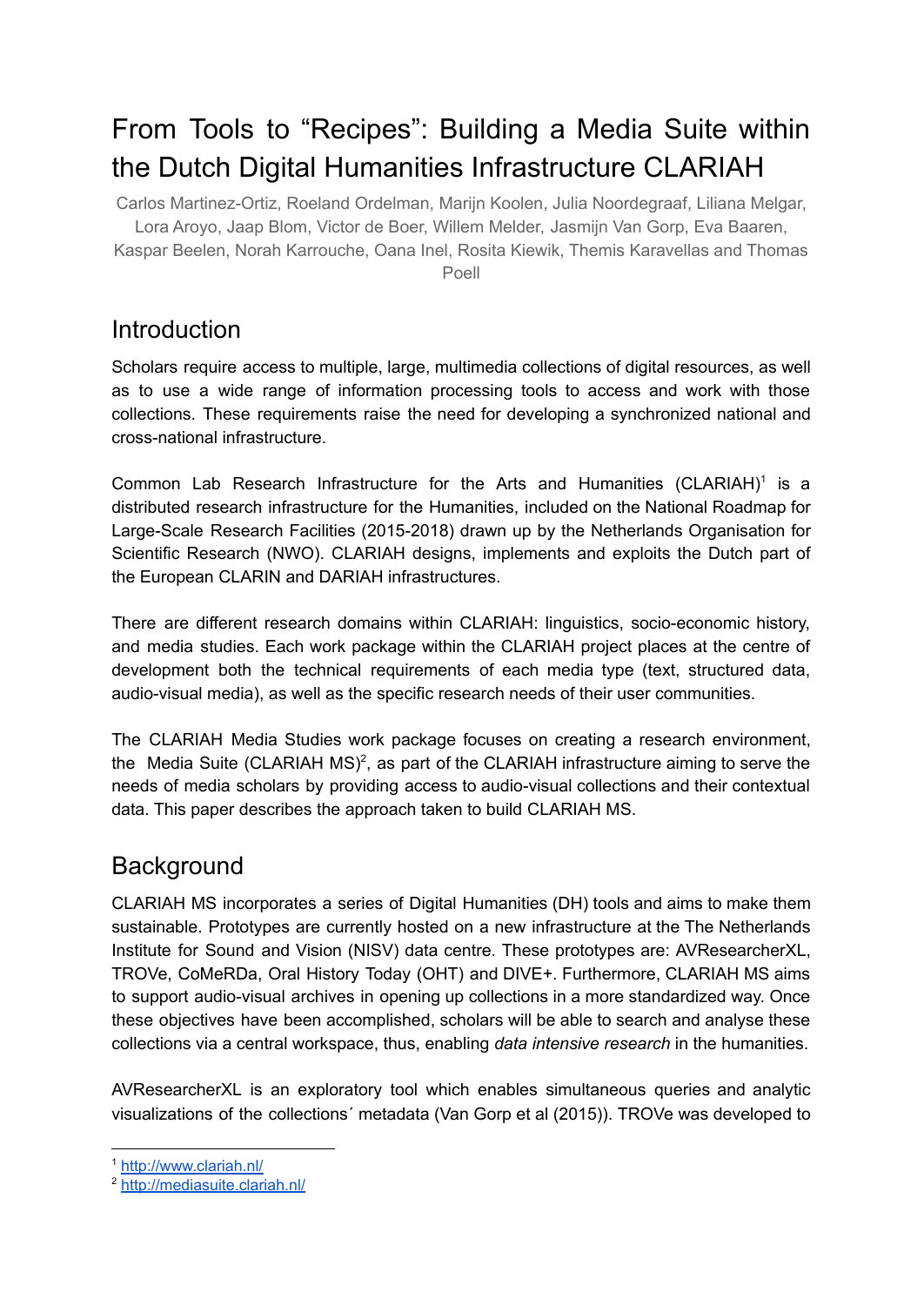# From Tools to "Recipes": Building a Media Suite within the Dutch Digital Humanities Infrastructure CLARIAH

Carlos Martinez-Ortiz, Roeland Ordelman, Marijn Koolen, Julia Noordegraaf, Liliana Melgar, Lora Aroyo, Jaap Blom, Victor de Boer, Willem Melder, Jasmijn Van Gorp, Eva Baaren, Kaspar Beelen, Norah Karrouche, Oana Inel, Rosita Kiewik, Themis Karavellas and Thomas Poell

## Introduction

Scholars require access to multiple, large, multimedia collections of digital resources, as well as to use a wide range of information processing tools to access and work with those collections. These requirements raise the need for developing a synchronized national and cross-national infrastructure.

Common Lab Research Infrastructure for the Arts and Humanities (CLARIAH)[1] is a distributed research infrastructure for the Humanities, included on the National Roadmap for Large-Scale Research Facilities (2015-2018) drawn up by the Netherlands Organisation for Scientific Research (NWO). CLARIAH designs, implements and exploits the Dutch part of the European CLARIN and DARIAH infrastructures.

There are different research domains within CLARIAH: linguistics, socio-economic history, and media studies. Each work package within the CLARIAH project places at the centre of development both the technical requirements of each media type (text, structured data, audio-visual media), as well as the specific research needs of their user communities.

The CLARIAH Media Studies work package focuses on creating a research environment, the Media Suite (CLARIAH MS)[2], as part of the CLARIAH infrastructure aiming to serve the needs of media scholars by providing access to audio-visual collections and their contextual data. This paper describes the approach taken to build CLARIAH MS.

## Background

CLARIAH MS incorporates a series of Digital Humanities (DH) tools and aims to make them sustainable. Prototypes are currently hosted on a new infrastructure at the The Netherlands Institute for Sound and Vision (NISV) data centre. These prototypes are: AVResearcherXL, TROVe, CoMeRDa, Oral History Today (OHT) and DIVE+. Furthermore, CLARIAH MS aims to support audio-visual archives in opening up collections in a more standardized way. Once these objectives have been accomplished, scholars will be able to search and analyse these collections via a central workspace, thus, enabling *data intensive research* in the humanities.

AVResearcherXL is an exploratory tool which enables simultaneous queries and analytic visualizations of the collections´ metadata (Van Gorp et al (2015)). TROVe was developed to

[1] http://www.clariah.nl/

[2] http://mediasuite.clariah.nl/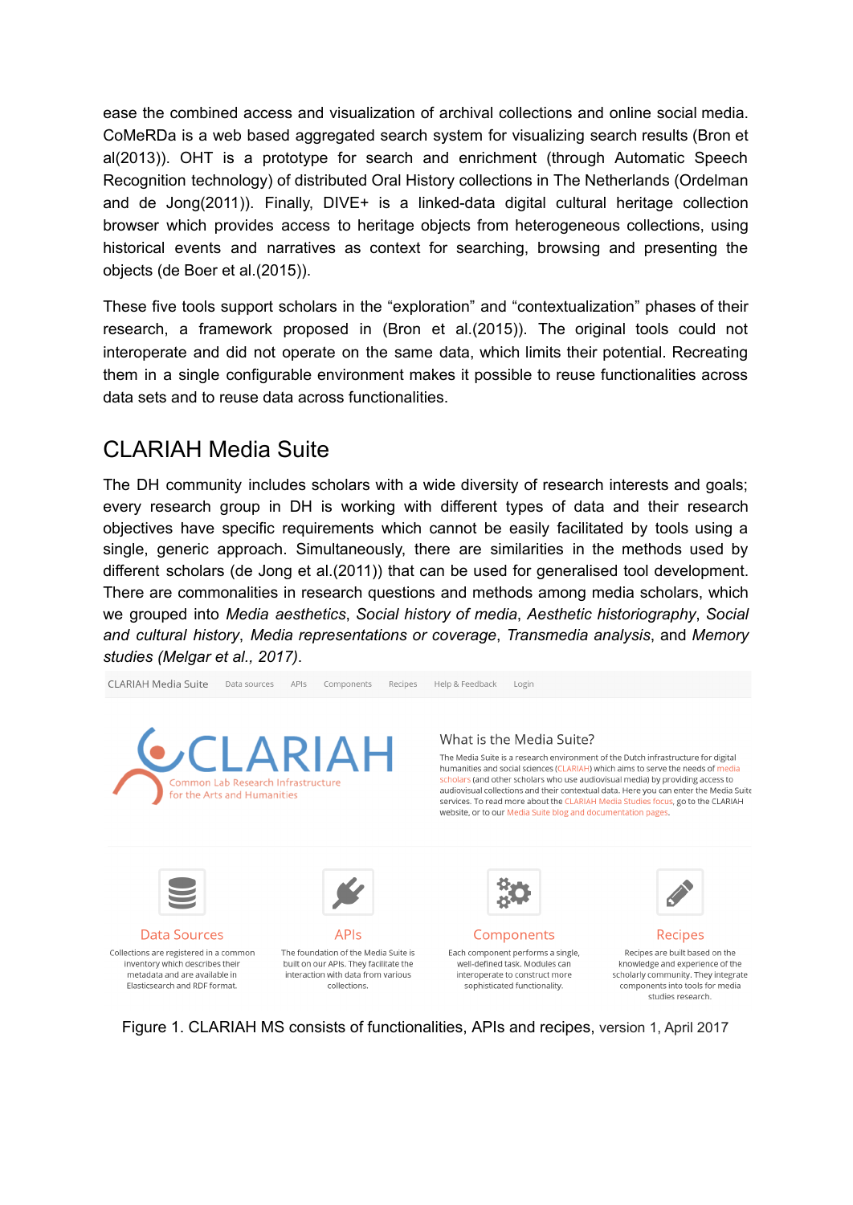ease the combined access and visualization of archival collections and online social media. CoMeRDa is a web based aggregated search system for visualizing search results (Bron et al(2013)). OHT is a prototype for search and enrichment (through Automatic Speech Recognition technology) of distributed Oral History collections in The Netherlands (Ordelman and de Jong(2011)). Finally, DIVE+ is a linked-data digital cultural heritage collection browser which provides access to heritage objects from heterogeneous collections, using historical events and narratives as context for searching, browsing and presenting the objects (de Boer et al.(2015)).

These five tools support scholars in the "exploration" and "contextualization" phases of their research, a framework proposed in (Bron et al.(2015)). The original tools could not interoperate and did not operate on the same data, which limits their potential. Recreating them in a single configurable environment makes it possible to reuse functionalities across data sets and to reuse data across functionalities.

# CLARIAH Media Suite

The DH community includes scholars with a wide diversity of research interests and goals; every research group in DH is working with different types of data and their research objectives have specific requirements which cannot be easily facilitated by tools using a single, generic approach. Simultaneously, there are similarities in the methods used by different scholars (de Jong et al.(2011)) that can be used for generalised tool development. There are commonalities in research questions and methods among media scholars, which we grouped into *Media aesthetics*, *Social history of media*, *Aesthetic historiography*, *Social and cultural history*, *Media representations or coverage*, *Transmedia analysis*, and *Memory studies (Melgar et al., 2017)*.

Figure 1. CLARIAH MS consists of functionalities, APIs and recipes, version 1, April 2017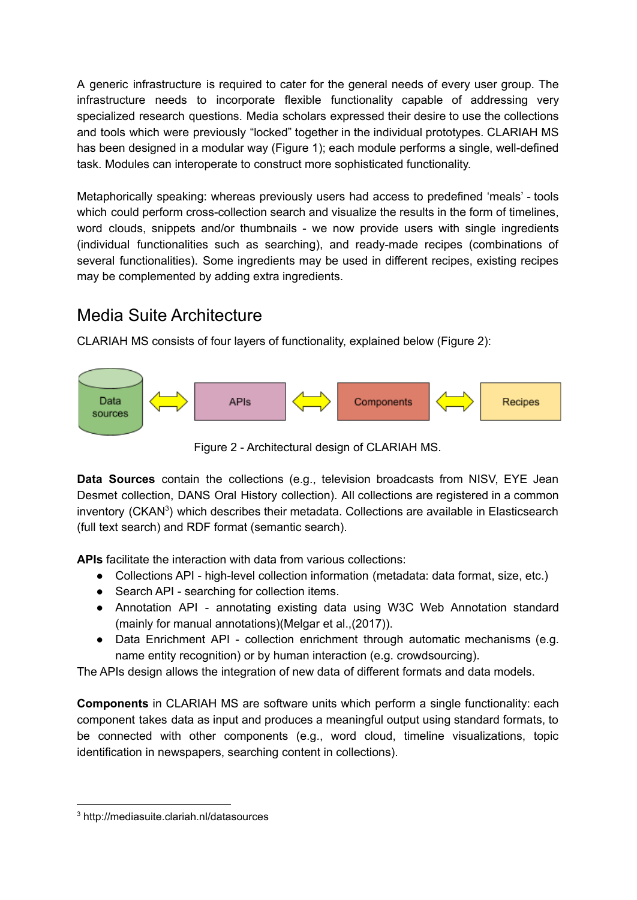A generic infrastructure is required to cater for the general needs of every user group. The infrastructure needs to incorporate flexible functionality capable of addressing very specialized research questions. Media scholars expressed their desire to use the collections and tools which were previously "locked" together in the individual prototypes. CLARIAH MS has been designed in a modular way (Figure 1); each module performs a single, well-defined task. Modules can interoperate to construct more sophisticated functionality.

Metaphorically speaking: whereas previously users had access to predefined 'meals' - tools which could perform cross-collection search and visualize the results in the form of timelines, word clouds, snippets and/or thumbnails - we now provide users with single ingredients (individual functionalities such as searching), and ready-made recipes (combinations of several functionalities). Some ingredients may be used in different recipes, existing recipes may be complemented by adding extra ingredients.

## Media Suite Architecture

CLARIAH MS consists of four layers of functionality, explained below (Figure 2):

Data sources ⟷ APIs ⟷ Components ⟷ Recipes

Figure 2 - Architectural design of CLARIAH MS.

**Data Sources** contain the collections (e.g., television broadcasts from NISV, EYE Jean Desmet collection, DANS Oral History collection). All collections are registered in a common inventory (CKAN[3]) which describes their metadata. Collections are available in Elasticsearch (full text search) and RDF format (semantic search).

**APIs** facilitate the interaction with data from various collections:

- Collections API - high-level collection information (metadata: data format, size, etc.)
- Search API - searching for collection items.
- Annotation API - annotating existing data using W3C Web Annotation standard (mainly for manual annotations)(Melgar et al.,(2017)).
- Data Enrichment API - collection enrichment through automatic mechanisms (e.g. name entity recognition) or by human interaction (e.g. crowdsourcing).

The APIs design allows the integration of new data of different formats and data models.

**Components** in CLARIAH MS are software units which perform a single functionality: each component takes data as input and produces a meaningful output using standard formats, to be connected with other components (e.g., word cloud, timeline visualizations, topic identification in newspapers, searching content in collections).

[3] http://mediasuite.clariah.nl/datasources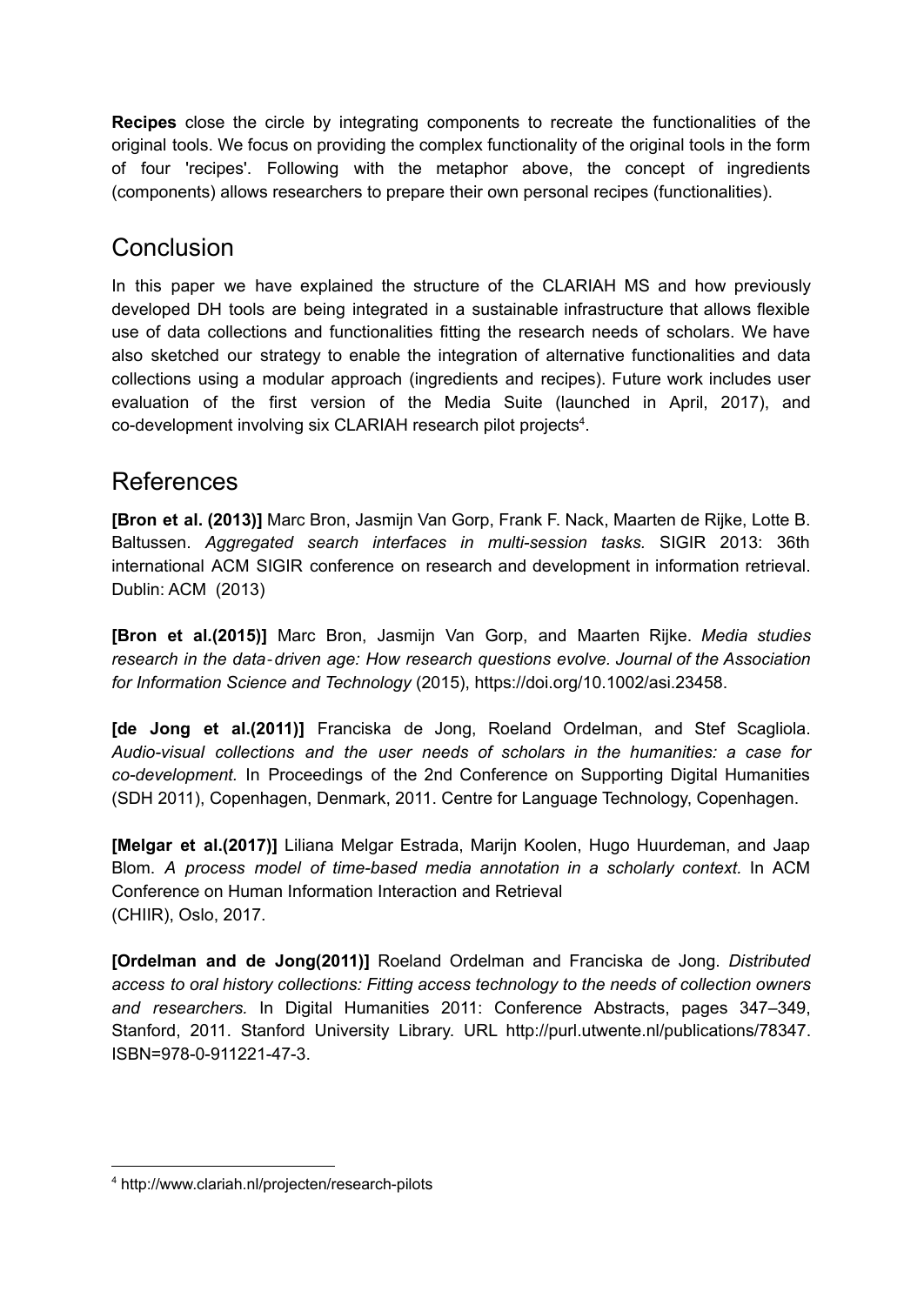**Recipes** close the circle by integrating components to recreate the functionalities of the original tools. We focus on providing the complex functionality of the original tools in the form of four 'recipes'. Following with the metaphor above, the concept of ingredients (components) allows researchers to prepare their own personal recipes (functionalities).

## Conclusion

In this paper we have explained the structure of the CLARIAH MS and how previously developed DH tools are being integrated in a sustainable infrastructure that allows flexible use of data collections and functionalities fitting the research needs of scholars. We have also sketched our strategy to enable the integration of alternative functionalities and data collections using a modular approach (ingredients and recipes). Future work includes user evaluation of the first version of the Media Suite (launched in April, 2017), and co-development involving six CLARIAH research pilot projects[4].

## References

**[Bron et al. (2013)]** Marc Bron, Jasmijn Van Gorp, Frank F. Nack, Maarten de Rijke, Lotte B. Baltussen. *Aggregated search interfaces in multi-session tasks.* SIGIR 2013: 36th international ACM SIGIR conference on research and development in information retrieval. Dublin: ACM (2013)

**[Bron et al.(2015)]** Marc Bron, Jasmijn Van Gorp, and Maarten Rijke. *Media studies research in the data‐driven age: How research questions evolve. Journal of the Association for Information Science and Technology* (2015), https://doi.org/10.1002/asi.23458.

**[de Jong et al.(2011)]** Franciska de Jong, Roeland Ordelman, and Stef Scagliola. *Audio-visual collections and the user needs of scholars in the humanities: a case for co-development.* In Proceedings of the 2nd Conference on Supporting Digital Humanities (SDH 2011), Copenhagen, Denmark, 2011. Centre for Language Technology, Copenhagen.

**[Melgar et al.(2017)]** Liliana Melgar Estrada, Marijn Koolen, Hugo Huurdeman, and Jaap Blom. *A process model of time-based media annotation in a scholarly context.* In ACM Conference on Human Information Interaction and Retrieval (CHIIR), Oslo, 2017.

**[Ordelman and de Jong(2011)]** Roeland Ordelman and Franciska de Jong. *Distributed access to oral history collections: Fitting access technology to the needs of collection owners and researchers.* In Digital Humanities 2011: Conference Abstracts, pages 347–349, Stanford, 2011. Stanford University Library. URL http://purl.utwente.nl/publications/78347. ISBN=978-0-911221-47-3.

---

[4] http://www.clariah.nl/projecten/research-pilots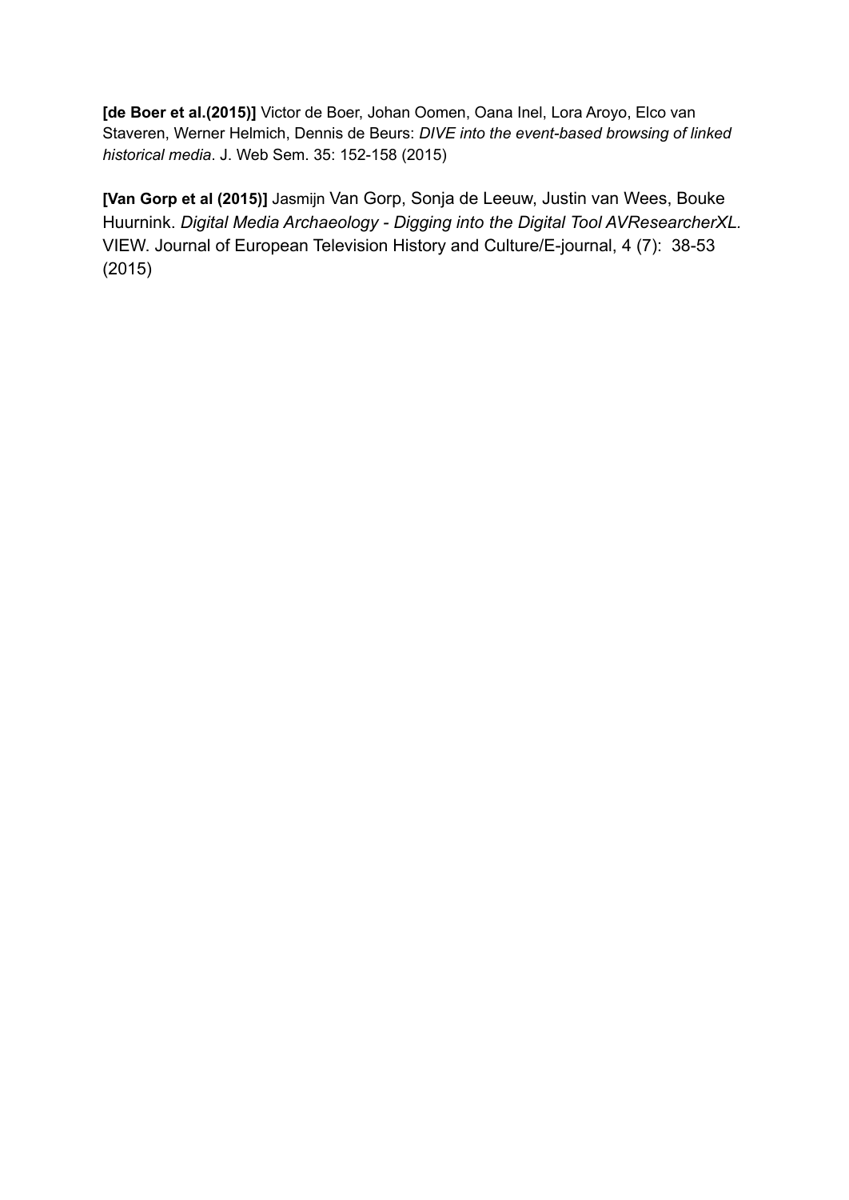**[de Boer et al.(2015)]** Victor de Boer, Johan Oomen, Oana Inel, Lora Aroyo, Elco van Staveren, Werner Helmich, Dennis de Beurs: *DIVE into the event-based browsing of linked historical media*. J. Web Sem. 35: 152-158 (2015)

**[Van Gorp et al (2015)]** Jasmijn Van Gorp, Sonja de Leeuw, Justin van Wees, Bouke Huurnink. *Digital Media Archaeology - Digging into the Digital Tool AVResearcherXL.* VIEW. Journal of European Television History and Culture/E-journal, 4 (7): 38-53 (2015)